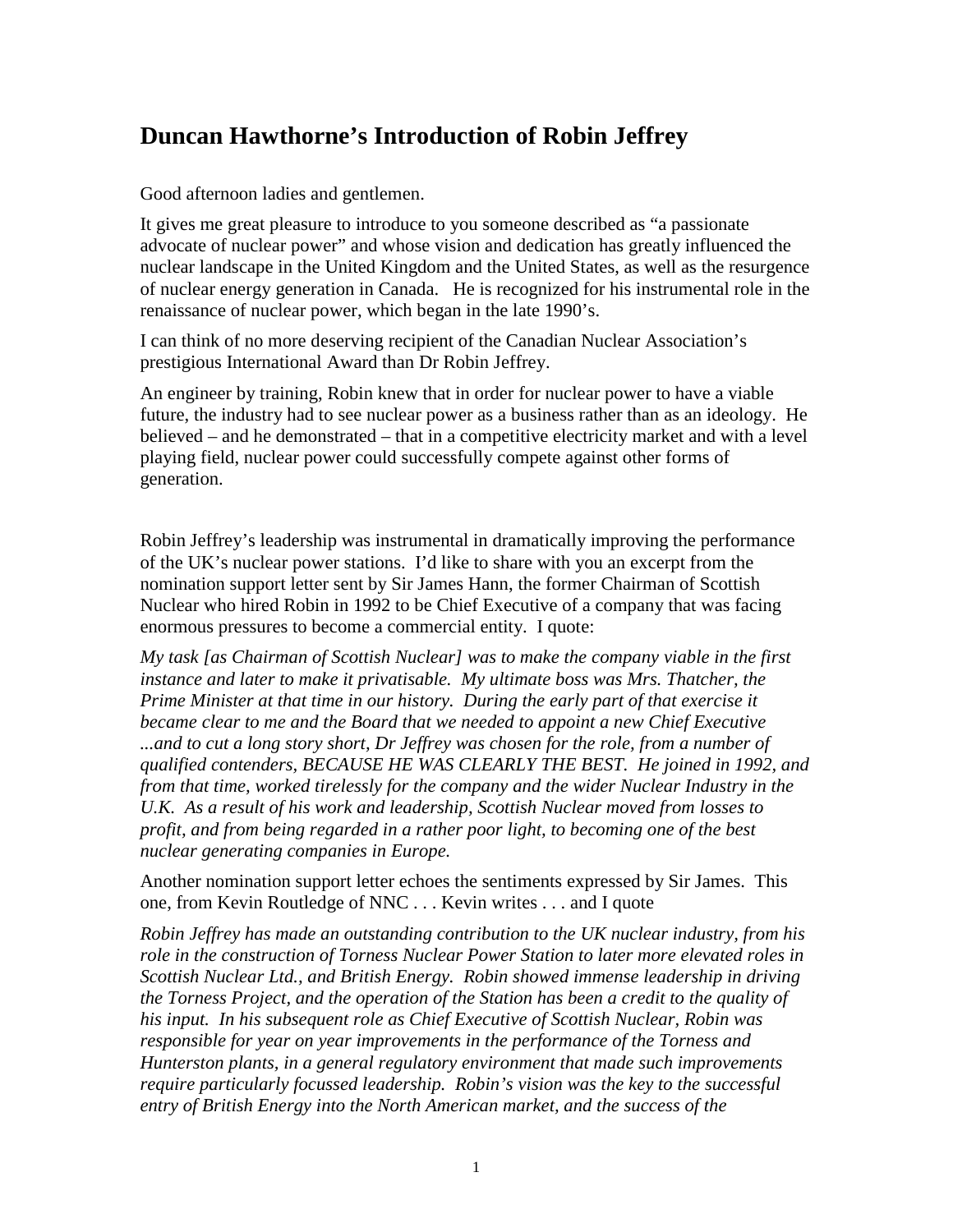## Duncan Hawthorne's Introduction of Robin Jeffrey

Good afternoon ladies and gentlemen.

It gives me great pleasure to introduce to you someone described as "a passionate advocate of nuclear power" and whose vision and dedication has greatly influenced the nuclear landscape in the United Kingdom and the United States, as well as the resurgence of nuclear energy generation in Canada. He is recognized for his instrumental role in the renaissance of nuclear power, which began in the late 1990's.

I can think of no more deserving recipient of the Canadian Nuclear Association's prestigious International Award than Dr Robin Jeffrey.

An engineer by training, Robin knew that in order for nuclear power to have a viable future, the industry had to see nuclear power as a business rather than as an ideology. He believed – and he demonstrated – that in a competitive electricity market and with a level playing field, nuclear power could successfully compete against other forms of generation.

Robin Jeffrey's leadership was instrumental in dramatically improving the performance of the UK's nuclear power stations. I'd like to share with you an excerpt from the nomination support letter sent by Sir James Hann, the former Chairman of Scottish Nuclear who hired Robin in 1992 to be Chief Executive of a company that was facing enormous pressures to become a commercial entity. I quote:

*My task [as Chairman of Scottish Nuclear] was to make the company viable in the first instance and later to make it privatisable. My ultimate boss was Mrs. Thatcher, the Prime Minister at that time in our history. During the early part of that exercise it became clear to me and the Board that we needed to appoint a new Chief Executive ...and to cut a long story short, Dr Jeffrey was chosen for the role, from a number of qualified contenders, BECAUSE HE WAS CLEARLY THE BEST. He joined in 1992, and from that time, worked tirelessly for the company and the wider Nuclear Industry in the U.K. As a result of his work and leadership, Scottish Nuclear moved from losses to profit, and from being regarded in a rather poor light, to becoming one of the best nuclear generating companies in Europe.*

Another nomination support letter echoes the sentiments expressed by Sir James. This one, from Kevin Routledge of NNC . . . Kevin writes . . . and I quote

*Robin Jeffrey has made an outstanding contribution to the UK nuclear industry, from his role in the construction of Torness Nuclear Power Station to later more elevated roles in Scottish Nuclear Ltd., and British Energy. Robin showed immense leadership in driving the Torness Project, and the operation of the Station has been a credit to the quality of his input. In his subsequent role as Chief Executive of Scottish Nuclear, Robin was responsible for year on year improvements in the performance of the Torness and Hunterston plants, in a general regulatory environment that made such improvements require particularly focussed leadership. Robin's vision was the key to the successful entry of British Energy into the North American market, and the success of the*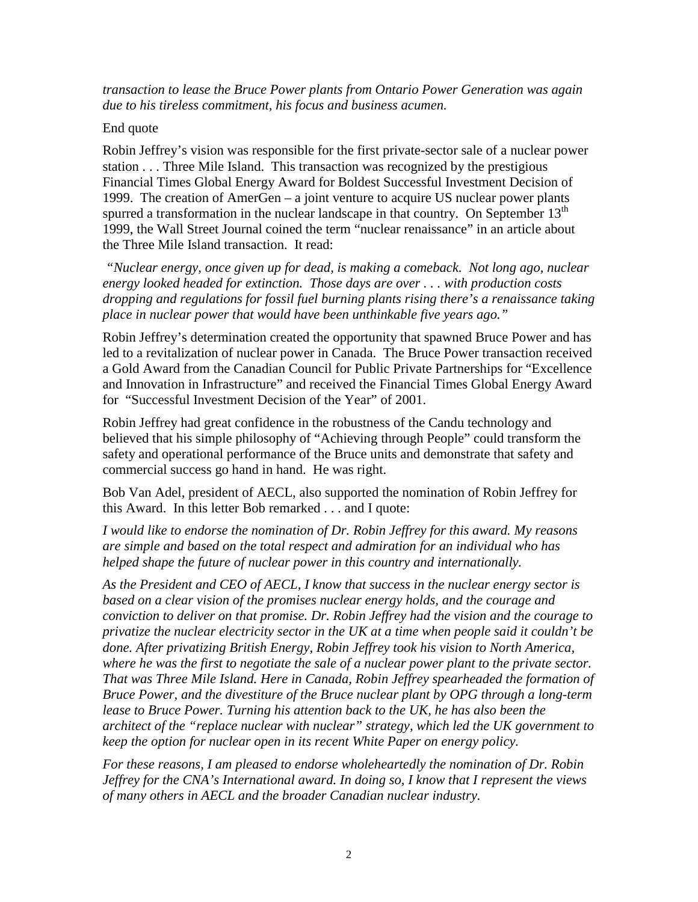*transaction to lease the Bruce Power plants from Ontario Power Generation was again due to his tireless commitment, his focus and business acumen.*

End quote

Robin Jeffrey's vision was responsible for the first private-sector sale of a nuclear power station . . . Three Mile Island. This transaction was recognized by the prestigious Financial Times Global Energy Award for Boldest Successful Investment Decision of 1999. The creation of AmerGen – a joint venture to acquire US nuclear power plants spurred a transformation in the nuclear landscape in that country. On September 13th 1999, the Wall Street Journal coined the term "nuclear renaissance" in an article about the Three Mile Island transaction. It read:

*"Nuclear energy, once given up for dead, is making a comeback. Not long ago, nuclear energy looked headed for extinction. Those days are over . . . with production costs dropping and regulations for fossil fuel burning plants rising there's a renaissance taking place in nuclear power that would have been unthinkable five years ago."*

Robin Jeffrey's determination created the opportunity that spawned Bruce Power and has led to a revitalization of nuclear power in Canada. The Bruce Power transaction received a Gold Award from the Canadian Council for Public Private Partnerships for "Excellence and Innovation in Infrastructure" and received the Financial Times Global Energy Award for "Successful Investment Decision of the Year" of 2001.

Robin Jeffrey had great confidence in the robustness of the Candu technology and believed that his simple philosophy of "Achieving through People" could transform the safety and operational performance of the Bruce units and demonstrate that safety and commercial success go hand in hand. He was right.

Bob Van Adel, president of AECL, also supported the nomination of Robin Jeffrey for this Award. In this letter Bob remarked . . . and I quote:

*I would like to endorse the nomination of Dr. Robin Jeffrey for this award. My reasons are simple and based on the total respect and admiration for an individual who has helped shape the future of nuclear power in this country and internationally.*

*As the President and CEO of AECL, I know that success in the nuclear energy sector is based on a clear vision of the promises nuclear energy holds, and the courage and conviction to deliver on that promise. Dr. Robin Jeffrey had the vision and the courage to privatize the nuclear electricity sector in the UK at a time when people said it couldn't be done. After privatizing British Energy, Robin Jeffrey took his vision to North America, where he was the first to negotiate the sale of a nuclear power plant to the private sector. That was Three Mile Island. Here in Canada, Robin Jeffrey spearheaded the formation of Bruce Power, and the divestiture of the Bruce nuclear plant by OPG through a long-term lease to Bruce Power. Turning his attention back to the UK, he has also been the architect of the "replace nuclear with nuclear" strategy, which led the UK government to keep the option for nuclear open in its recent White Paper on energy policy.*

*For these reasons, I am pleased to endorse wholeheartedly the nomination of Dr. Robin Jeffrey for the CNA's International award. In doing so, I know that I represent the views of many others in AECL and the broader Canadian nuclear industry.*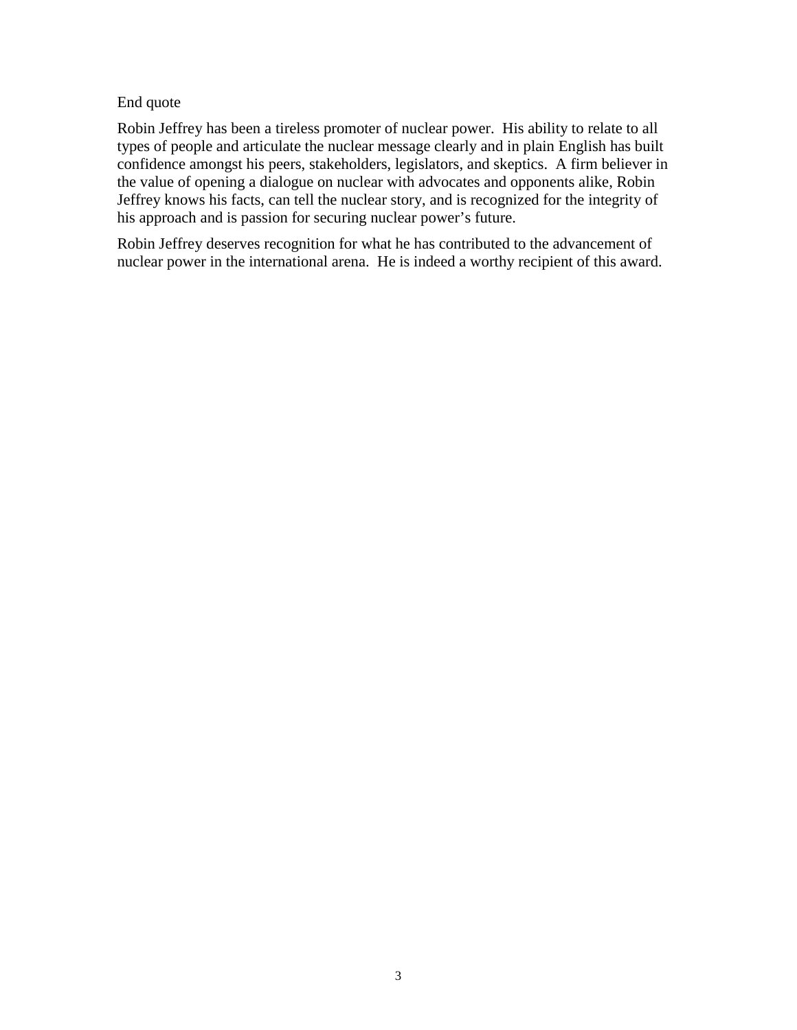End quote

Robin Jeffrey has been a tireless promoter of nuclear power. His ability to relate to all types of people and articulate the nuclear message clearly and in plain English has built confidence amongst his peers, stakeholders, legislators, and skeptics. A firm believer in the value of opening a dialogue on nuclear with advocates and opponents alike, Robin Jeffrey knows his facts, can tell the nuclear story, and is recognized for the integrity of his approach and is passion for securing nuclear power's future.

Robin Jeffrey deserves recognition for what he has contributed to the advancement of nuclear power in the international arena. He is indeed a worthy recipient of this award.